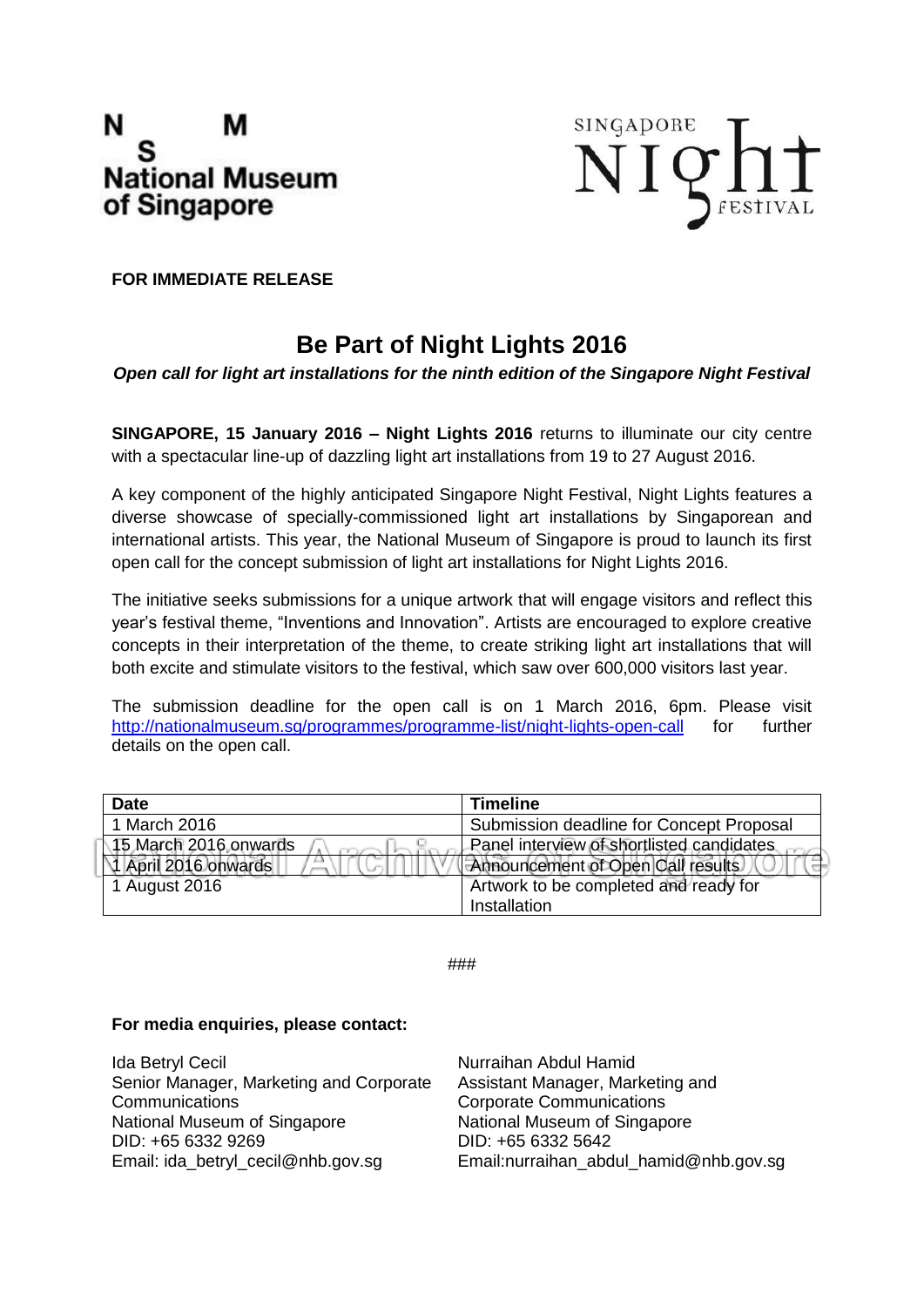**FOR IMMEDIATE RELEASE**

# Be Part of Night Lights 2016

***Open call for light art installations for the ninth edition of the Singapore Night Festival***

**SINGAPORE, 15 January 2016 – Night Lights 2016** returns to illuminate our city centre with a spectacular line-up of dazzling light art installations from 19 to 27 August 2016.

A key component of the highly anticipated Singapore Night Festival, Night Lights features a diverse showcase of specially-commissioned light art installations by Singaporean and international artists. This year, the National Museum of Singapore is proud to launch its first open call for the concept submission of light art installations for Night Lights 2016.

The initiative seeks submissions for a unique artwork that will engage visitors and reflect this year's festival theme, "Inventions and Innovation". Artists are encouraged to explore creative concepts in their interpretation of the theme, to create striking light art installations that will both excite and stimulate visitors to the festival, which saw over 600,000 visitors last year.

The submission deadline for the open call is on 1 March 2016, 6pm. Please visit http://nationalmuseum.sg/programmes/programme-list/night-lights-open-call for further details on the open call.

| Date | Timeline |
|---|---|
| 1 March 2016 | Submission deadline for Concept Proposal |
| 15 March 2016 onwards | Panel interview of shortlisted candidates |
| 1 April 2016 onwards | Announcement of Open Call results |
| 1 August 2016 | Artwork to be completed and ready for Installation |

###

**For media enquiries, please contact:**

Ida Betryl Cecil
Senior Manager, Marketing and Corporate Communications
National Museum of Singapore
DID: +65 6332 9269
Email: ida_betryl_cecil@nhb.gov.sg

Nurraihan Abdul Hamid
Assistant Manager, Marketing and Corporate Communications
National Museum of Singapore
DID: +65 6332 5642
Email:nurraihan_abdul_hamid@nhb.gov.sg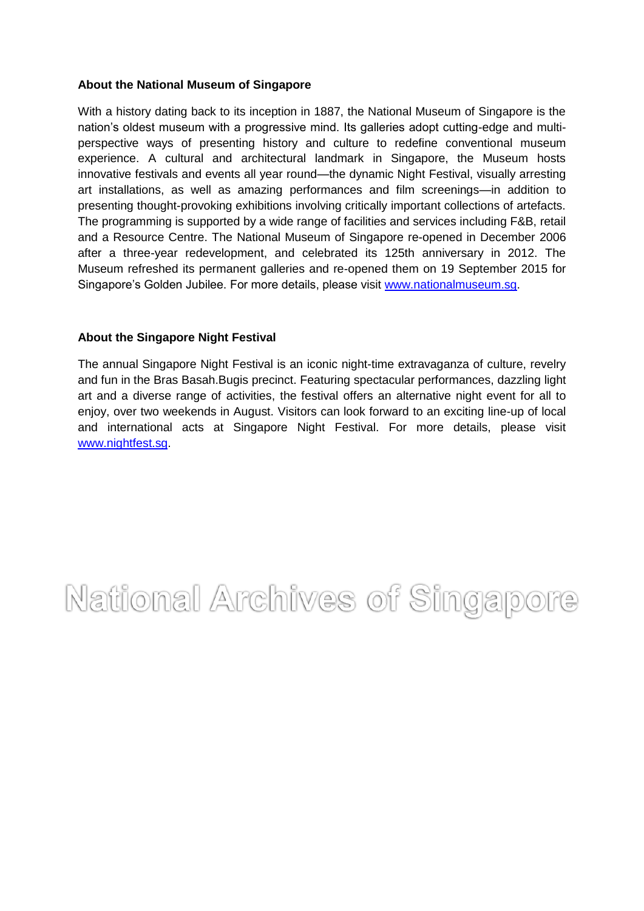**About the National Museum of Singapore**

With a history dating back to its inception in 1887, the National Museum of Singapore is the nation's oldest museum with a progressive mind. Its galleries adopt cutting-edge and multi-perspective ways of presenting history and culture to redefine conventional museum experience. A cultural and architectural landmark in Singapore, the Museum hosts innovative festivals and events all year round—the dynamic Night Festival, visually arresting art installations, as well as amazing performances and film screenings—in addition to presenting thought-provoking exhibitions involving critically important collections of artefacts. The programming is supported by a wide range of facilities and services including F&B, retail and a Resource Centre. The National Museum of Singapore re-opened in December 2006 after a three-year redevelopment, and celebrated its 125th anniversary in 2012. The Museum refreshed its permanent galleries and re-opened them on 19 September 2015 for Singapore's Golden Jubilee. For more details, please visit www.nationalmuseum.sg.

**About the Singapore Night Festival**

The annual Singapore Night Festival is an iconic night-time extravaganza of culture, revelry and fun in the Bras Basah.Bugis precinct. Featuring spectacular performances, dazzling light art and a diverse range of activities, the festival offers an alternative night event for all to enjoy, over two weekends in August. Visitors can look forward to an exciting line-up of local and international acts at Singapore Night Festival. For more details, please visit www.nightfest.sg.